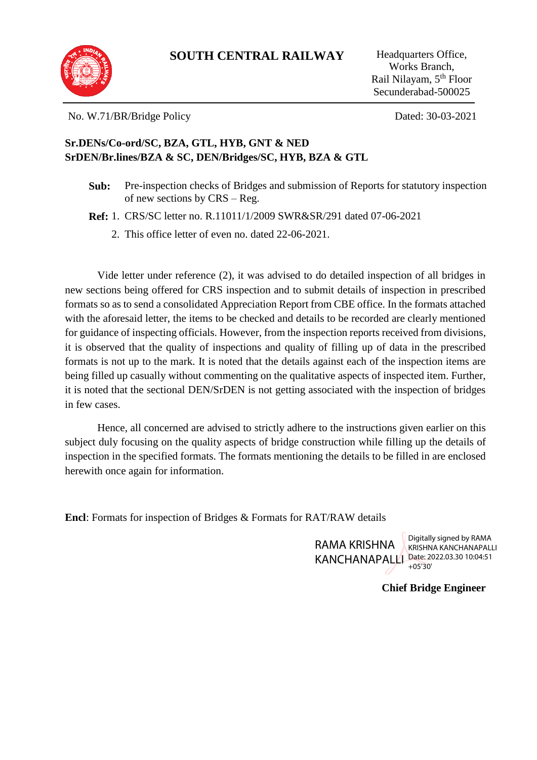# SOUTH CENTRAL RAILWAY

Headquarters Office,
Works Branch,
Rail Nilayam, 5th Floor
Secunderabad-500025

No. W.71/BR/Bridge Policy

Dated: 30-03-2021

**Sr.DENs/Co-ord/SC, BZA, GTL, HYB, GNT & NED**
**SrDEN/Br.lines/BZA & SC, DEN/Bridges/SC, HYB, BZA & GTL**

**Sub:** Pre-inspection checks of Bridges and submission of Reports for statutory inspection of new sections by CRS – Reg.

**Ref:** 1. CRS/SC letter no. R.11011/1/2009 SWR&SR/291 dated 07-06-2021

2. This office letter of even no. dated 22-06-2021.

Vide letter under reference (2), it was advised to do detailed inspection of all bridges in new sections being offered for CRS inspection and to submit details of inspection in prescribed formats so as to send a consolidated Appreciation Report from CBE office. In the formats attached with the aforesaid letter, the items to be checked and details to be recorded are clearly mentioned for guidance of inspecting officials. However, from the inspection reports received from divisions, it is observed that the quality of inspections and quality of filling up of data in the prescribed formats is not up to the mark. It is noted that the details against each of the inspection items are being filled up casually without commenting on the qualitative aspects of inspected item. Further, it is noted that the sectional DEN/SrDEN is not getting associated with the inspection of bridges in few cases.

Hence, all concerned are advised to strictly adhere to the instructions given earlier on this subject duly focusing on the quality aspects of bridge construction while filling up the details of inspection in the specified formats. The formats mentioning the details to be filled in are enclosed herewith once again for information.

**Encl**: Formats for inspection of Bridges & Formats for RAT/RAW details

RAMA KRISHNA KANCHANAPALLI
Digitally signed by RAMA KRISHNA KANCHANAPALLI
Date: 2022.03.30 10:04:51 +05'30'

**Chief Bridge Engineer**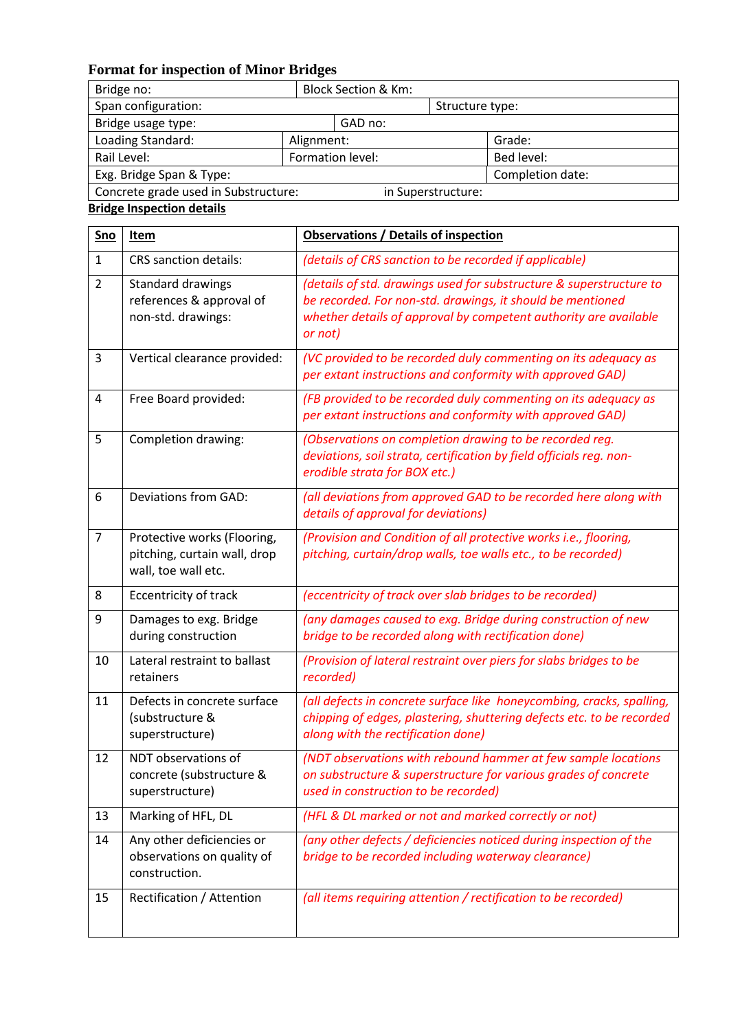## Format for inspection of Minor Bridges

| | | |
|---|---|---|
| Bridge no: | Block Section & Km: | |
| Span configuration: | | Structure type: |
| Bridge usage type: | GAD no: | |
| Loading Standard: | Alignment: | Grade: |
| Rail Level: | Formation level: | Bed level: |
| Exg. Bridge Span & Type: | | Completion date: |
| Concrete grade used in Substructure: | in Superstructure: | |

**Bridge Inspection details**

| **Sno** | **Item** | **Observations / Details of inspection** |
|---|---|---|
| 1 | CRS sanction details: | *(details of CRS sanction to be recorded if applicable)* |
| 2 | Standard drawings references & approval of non-std. drawings: | *(details of std. drawings used for substructure & superstructure to be recorded. For non-std. drawings, it should be mentioned whether details of approval by competent authority are available or not)* |
| 3 | Vertical clearance provided: | *(VC provided to be recorded duly commenting on its adequacy as per extant instructions and conformity with approved GAD)* |
| 4 | Free Board provided: | *(FB provided to be recorded duly commenting on its adequacy as per extant instructions and conformity with approved GAD)* |
| 5 | Completion drawing: | *(Observations on completion drawing to be recorded reg. deviations, soil strata, certification by field officials reg. non-erodible strata for BOX etc.)* |
| 6 | Deviations from GAD: | *(all deviations from approved GAD to be recorded here along with details of approval for deviations)* |
| 7 | Protective works (Flooring, pitching, curtain wall, drop wall, toe wall etc. | *(Provision and Condition of all protective works i.e., flooring, pitching, curtain/drop walls, toe walls etc., to be recorded)* |
| 8 | Eccentricity of track | *(eccentricity of track over slab bridges to be recorded)* |
| 9 | Damages to exg. Bridge during construction | *(any damages caused to exg. Bridge during construction of new bridge to be recorded along with rectification done)* |
| 10 | Lateral restraint to ballast retainers | *(Provision of lateral restraint over piers for slabs bridges to be recorded)* |
| 11 | Defects in concrete surface (substructure & superstructure) | *(all defects in concrete surface like honeycombing, cracks, spalling, chipping of edges, plastering, shuttering defects etc. to be recorded along with the rectification done)* |
| 12 | NDT observations of concrete (substructure & superstructure) | *(NDT observations with rebound hammer at few sample locations on substructure & superstructure for various grades of concrete used in construction to be recorded)* |
| 13 | Marking of HFL, DL | *(HFL & DL marked or not and marked correctly or not)* |
| 14 | Any other deficiencies or observations on quality of construction. | *(any other defects / deficiencies noticed during inspection of the bridge to be recorded including waterway clearance)* |
| 15 | Rectification / Attention | *(all items requiring attention / rectification to be recorded)* |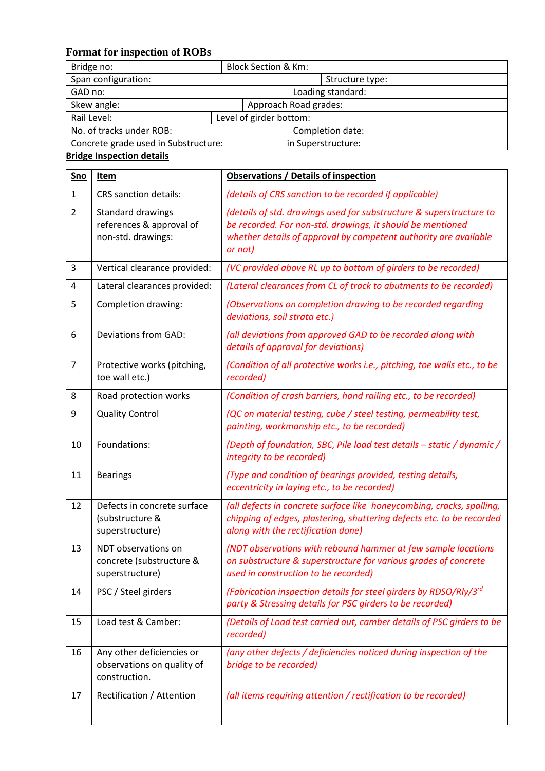## Format for inspection of ROBs

| | |
|---|---|
| Bridge no: | Block Section & Km: |
| Span configuration: | Structure type: |
| GAD no: | Loading standard: |
| Skew angle: | Approach Road grades: |
| Rail Level: | Level of girder bottom: |
| No. of tracks under ROB: | Completion date: |
| Concrete grade used in Substructure: | in Superstructure: |

**Bridge Inspection details**

| **Sno** | **Item** | **Observations / Details of inspection** |
|---|---|---|
| 1 | CRS sanction details: | *(details of CRS sanction to be recorded if applicable)* |
| 2 | Standard drawings references & approval of non-std. drawings: | *(details of std. drawings used for substructure & superstructure to be recorded. For non-std. drawings, it should be mentioned whether details of approval by competent authority are available or not)* |
| 3 | Vertical clearance provided: | *(VC provided above RL up to bottom of girders to be recorded)* |
| 4 | Lateral clearances provided: | *(Lateral clearances from CL of track to abutments to be recorded)* |
| 5 | Completion drawing: | *(Observations on completion drawing to be recorded regarding deviations, soil strata etc.)* |
| 6 | Deviations from GAD: | *(all deviations from approved GAD to be recorded along with details of approval for deviations)* |
| 7 | Protective works (pitching, toe wall etc.) | *(Condition of all protective works i.e., pitching, toe walls etc., to be recorded)* |
| 8 | Road protection works | *(Condition of crash barriers, hand railing etc., to be recorded)* |
| 9 | Quality Control | *(QC on material testing, cube / steel testing, permeability test, painting, workmanship etc., to be recorded)* |
| 10 | Foundations: | *(Depth of foundation, SBC, Pile load test details – static / dynamic / integrity to be recorded)* |
| 11 | Bearings | *(Type and condition of bearings provided, testing details, eccentricity in laying etc., to be recorded)* |
| 12 | Defects in concrete surface (substructure & superstructure) | *(all defects in concrete surface like honeycombing, cracks, spalling, chipping of edges, plastering, shuttering defects etc. to be recorded along with the rectification done)* |
| 13 | NDT observations on concrete (substructure & superstructure) | *(NDT observations with rebound hammer at few sample locations on substructure & superstructure for various grades of concrete used in construction to be recorded)* |
| 14 | PSC / Steel girders | *(Fabrication inspection details for steel girders by RDSO/Rly/3rd party & Stressing details for PSC girders to be recorded)* |
| 15 | Load test & Camber: | *(Details of Load test carried out, camber details of PSC girders to be recorded)* |
| 16 | Any other deficiencies or observations on quality of construction. | *(any other defects / deficiencies noticed during inspection of the bridge to be recorded)* |
| 17 | Rectification / Attention | *(all items requiring attention / rectification to be recorded)* |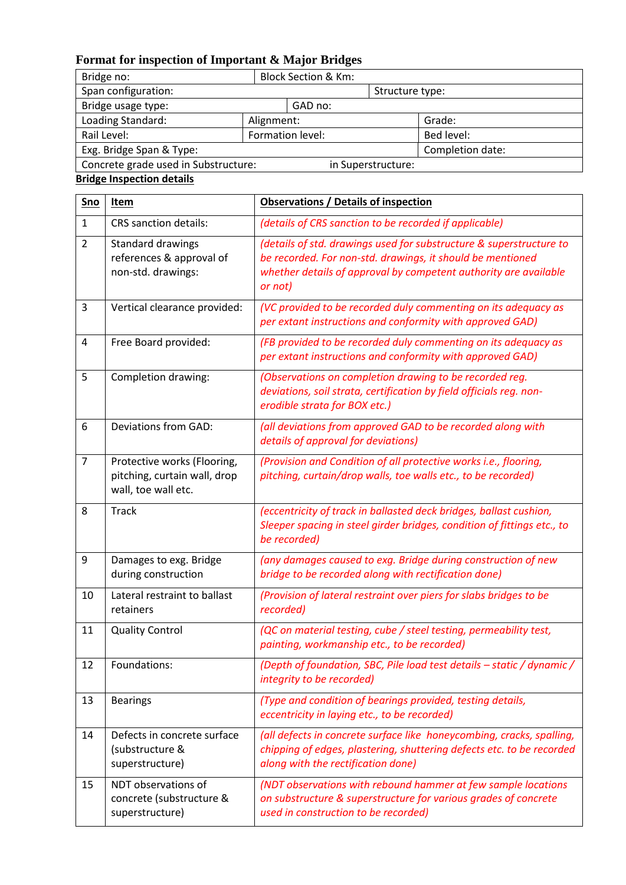## Format for inspection of Important & Major Bridges

| Bridge no: | Block Section & Km: | |
|---|---|---|
| Span configuration: | | Structure type: |
| Bridge usage type: | GAD no: | |
| Loading Standard: | Alignment: | Grade: |
| Rail Level: | Formation level: | Bed level: |
| Exg. Bridge Span & Type: | | Completion date: |
| Concrete grade used in Substructure: | in Superstructure: | |

**Bridge Inspection details**

| **Sno** | **Item** | **Observations / Details of inspection** |
|---|---|---|
| 1 | CRS sanction details: | *(details of CRS sanction to be recorded if applicable)* |
| 2 | Standard drawings references & approval of non-std. drawings: | *(details of std. drawings used for substructure & superstructure to be recorded. For non-std. drawings, it should be mentioned whether details of approval by competent authority are available or not)* |
| 3 | Vertical clearance provided: | *(VC provided to be recorded duly commenting on its adequacy as per extant instructions and conformity with approved GAD)* |
| 4 | Free Board provided: | *(FB provided to be recorded duly commenting on its adequacy as per extant instructions and conformity with approved GAD)* |
| 5 | Completion drawing: | *(Observations on completion drawing to be recorded reg. deviations, soil strata, certification by field officials reg. non-erodible strata for BOX etc.)* |
| 6 | Deviations from GAD: | *(all deviations from approved GAD to be recorded along with details of approval for deviations)* |
| 7 | Protective works (Flooring, pitching, curtain wall, drop wall, toe wall etc. | *(Provision and Condition of all protective works i.e., flooring, pitching, curtain/drop walls, toe walls etc., to be recorded)* |
| 8 | Track | *(eccentricity of track in ballasted deck bridges, ballast cushion, Sleeper spacing in steel girder bridges, condition of fittings etc., to be recorded)* |
| 9 | Damages to exg. Bridge during construction | *(any damages caused to exg. Bridge during construction of new bridge to be recorded along with rectification done)* |
| 10 | Lateral restraint to ballast retainers | *(Provision of lateral restraint over piers for slabs bridges to be recorded)* |
| 11 | Quality Control | *(QC on material testing, cube / steel testing, permeability test, painting, workmanship etc., to be recorded)* |
| 12 | Foundations: | *(Depth of foundation, SBC, Pile load test details – static / dynamic / integrity to be recorded)* |
| 13 | Bearings | *(Type and condition of bearings provided, testing details, eccentricity in laying etc., to be recorded)* |
| 14 | Defects in concrete surface (substructure & superstructure) | *(all defects in concrete surface like honeycombing, cracks, spalling, chipping of edges, plastering, shuttering defects etc. to be recorded along with the rectification done)* |
| 15 | NDT observations of concrete (substructure & superstructure) | *(NDT observations with rebound hammer at few sample locations on substructure & superstructure for various grades of concrete used in construction to be recorded)* |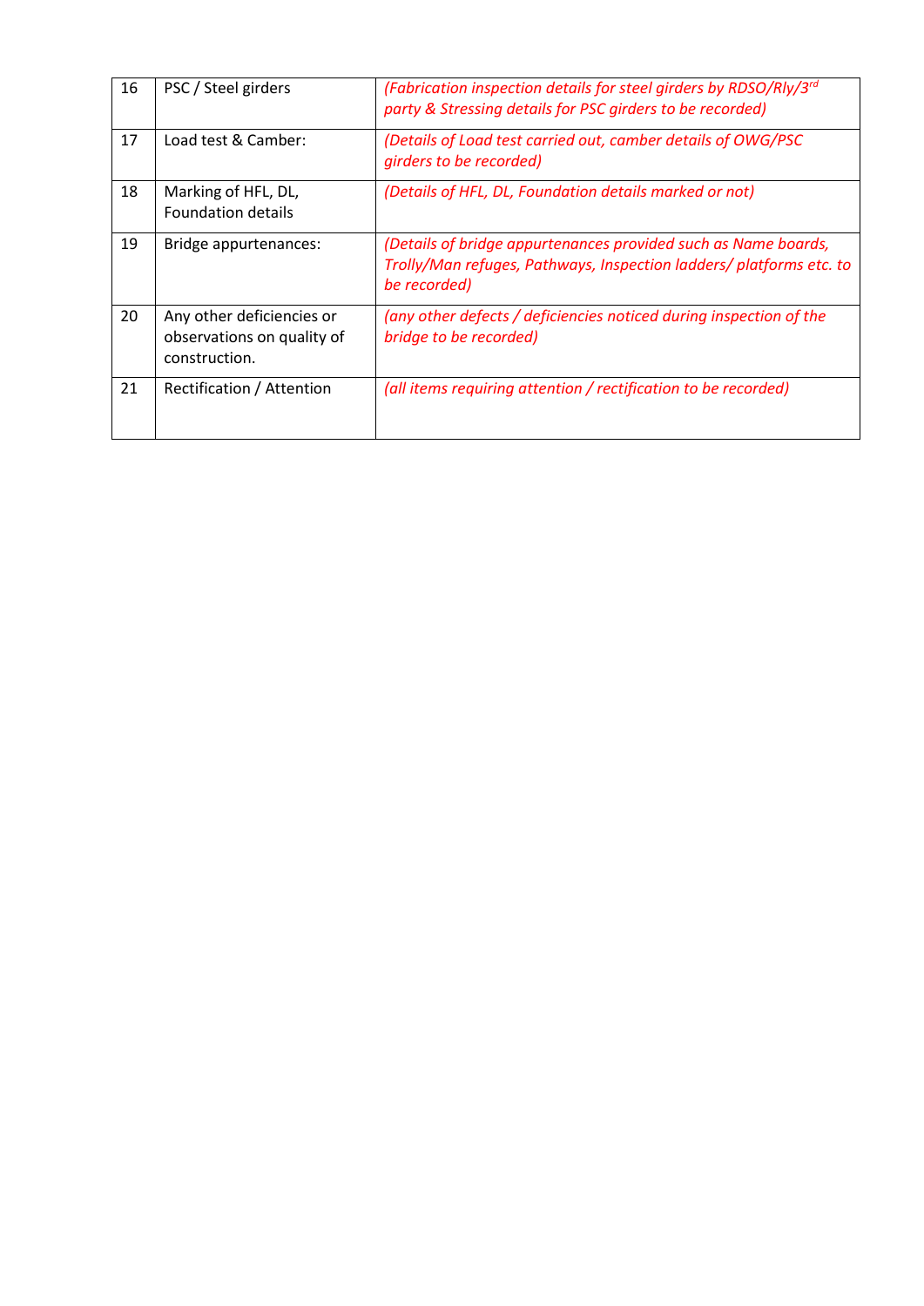| 16 | PSC / Steel girders | *(Fabrication inspection details for steel girders by RDSO/Rly/3rd party & Stressing details for PSC girders to be recorded)* |
|---|---|---|
| 17 | Load test & Camber: | *(Details of Load test carried out, camber details of OWG/PSC girders to be recorded)* |
| 18 | Marking of HFL, DL, Foundation details | *(Details of HFL, DL, Foundation details marked or not)* |
| 19 | Bridge appurtenances: | *(Details of bridge appurtenances provided such as Name boards, Trolly/Man refuges, Pathways, Inspection ladders/ platforms etc. to be recorded)* |
| 20 | Any other deficiencies or observations on quality of construction. | *(any other defects / deficiencies noticed during inspection of the bridge to be recorded)* |
| 21 | Rectification / Attention | *(all items requiring attention / rectification to be recorded)* |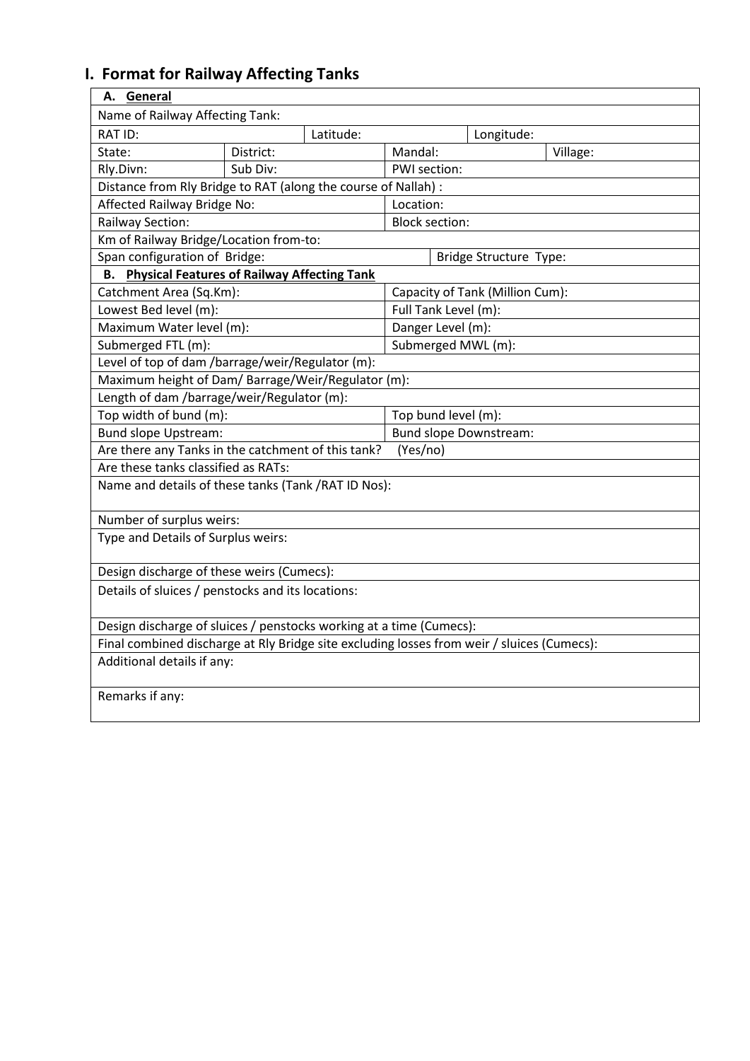# I. Format for Railway Affecting Tanks

| **A. General** | | | | | |
|---|---|---|---|---|---|
| Name of Railway Affecting Tank: | | | | | |
| RAT ID: | | Latitude: | | Longitude: | |
| State: | District: | | Mandal: | | Village: |
| Rly.Divn: | Sub Div: | | PWI section: | | |
| Distance from Rly Bridge to RAT (along the course of Nallah) : | | | | | |
| Affected Railway Bridge No: | | | Location: | | |
| Railway Section: | | | Block section: | | |
| Km of Railway Bridge/Location from-to: | | | | | |
| Span configuration of Bridge: | | | | Bridge Structure Type: | |
| **B. Physical Features of Railway Affecting Tank** | | | | | |
| Catchment Area (Sq.Km): | | | Capacity of Tank (Million Cum): | | |
| Lowest Bed level (m): | | | Full Tank Level (m): | | |
| Maximum Water level (m): | | | Danger Level (m): | | |
| Submerged FTL (m): | | | Submerged MWL (m): | | |
| Level of top of dam /barrage/weir/Regulator (m): | | | | | |
| Maximum height of Dam/ Barrage/Weir/Regulator (m): | | | | | |
| Length of dam /barrage/weir/Regulator (m): | | | | | |
| Top width of bund (m): | | | Top bund level (m): | | |
| Bund slope Upstream: | | | Bund slope Downstream: | | |
| Are there any Tanks in the catchment of this tank? (Yes/no) | | | | | |
| Are these tanks classified as RATs: | | | | | |
| Name and details of these tanks (Tank /RAT ID Nos): | | | | | |
| Number of surplus weirs: | | | | | |
| Type and Details of Surplus weirs: | | | | | |
| Design discharge of these weirs (Cumecs): | | | | | |
| Details of sluices / penstocks and its locations: | | | | | |
| Design discharge of sluices / penstocks working at a time (Cumecs): | | | | | |
| Final combined discharge at Rly Bridge site excluding losses from weir / sluices (Cumecs): | | | | | |
| Additional details if any: | | | | | |
| Remarks if any: | | | | | |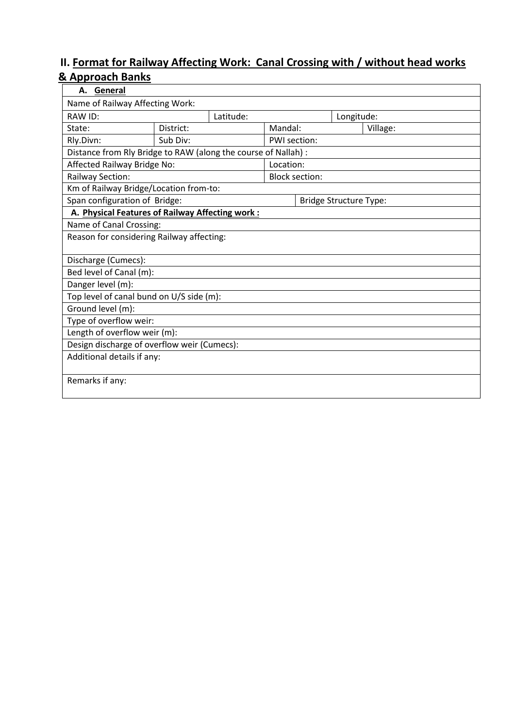## II. Format for Railway Affecting Work: Canal Crossing with / without head works & Approach Banks

| **A. General** | | | | | |
|---|---|---|---|---|---|
| Name of Railway Affecting Work: | | | | | |
| RAW ID: | | Latitude: | | Longitude: | |
| State: | District: | | Mandal: | | Village: |
| Rly.Divn: | Sub Div: | | PWI section: | | |
| Distance from Rly Bridge to RAW (along the course of Nallah) : | | | | | |
| Affected Railway Bridge No: | | | Location: | | |
| Railway Section: | | | Block section: | | |
| Km of Railway Bridge/Location from-to: | | | | | |
| Span configuration of Bridge: | | | | Bridge Structure Type: | |
| **A. Physical Features of Railway Affecting work :** | | | | | |
| Name of Canal Crossing: | | | | | |
| Reason for considering Railway affecting: | | | | | |
| Discharge (Cumecs): | | | | | |
| Bed level of Canal (m): | | | | | |
| Danger level (m): | | | | | |
| Top level of canal bund on U/S side (m): | | | | | |
| Ground level (m): | | | | | |
| Type of overflow weir: | | | | | |
| Length of overflow weir (m): | | | | | |
| Design discharge of overflow weir (Cumecs): | | | | | |
| Additional details if any: | | | | | |
| Remarks if any: | | | | | |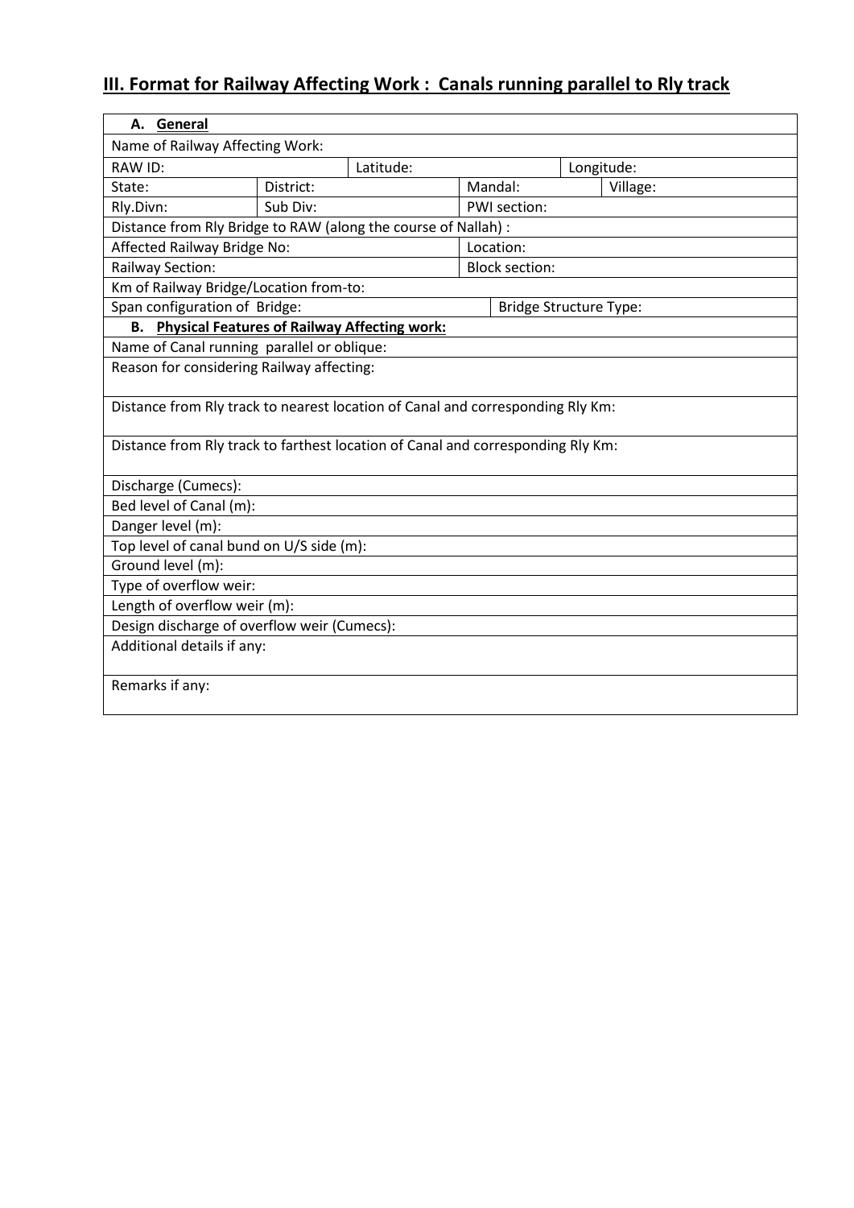# III. Format for Railway Affecting Work : Canals running parallel to Rly track

| **A. General** | | | | | |
|---|---|---|---|---|---|
| Name of Railway Affecting Work: | | | | | |
| RAW ID: | | Latitude: | | Longitude: | |
| State: | District: | | Mandal: | | Village: |
| Rly.Divn: | Sub Div: | | PWI section: | | |
| Distance from Rly Bridge to RAW (along the course of Nallah) : | | | | | |
| Affected Railway Bridge No: | | | Location: | | |
| Railway Section: | | | Block section: | | |
| Km of Railway Bridge/Location from-to: | | | | | |
| Span configuration of Bridge: | | | | Bridge Structure Type: | |
| **B. Physical Features of Railway Affecting work:** | | | | | |
| Name of Canal running parallel or oblique: | | | | | |
| Reason for considering Railway affecting: | | | | | |
| Distance from Rly track to nearest location of Canal and corresponding Rly Km: | | | | | |
| Distance from Rly track to farthest location of Canal and corresponding Rly Km: | | | | | |
| Discharge (Cumecs): | | | | | |
| Bed level of Canal (m): | | | | | |
| Danger level (m): | | | | | |
| Top level of canal bund on U/S side (m): | | | | | |
| Ground level (m): | | | | | |
| Type of overflow weir: | | | | | |
| Length of overflow weir (m): | | | | | |
| Design discharge of overflow weir (Cumecs): | | | | | |
| Additional details if any: | | | | | |
| Remarks if any: | | | | | |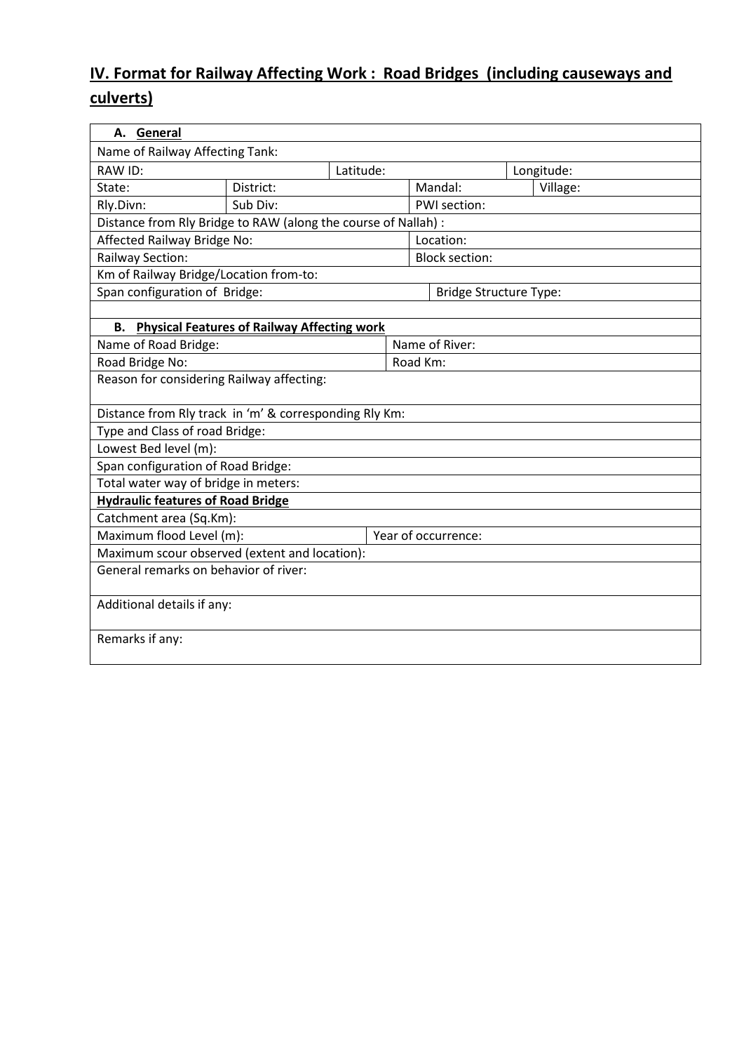## IV. Format for Railway Affecting Work : Road Bridges (including causeways and culverts)

| | | | | | |
|---|---|---|---|---|---|
| **A. General** | | | | | |
| Name of Railway Affecting Tank: | | | | | |
| RAW ID: | | Latitude: | | Longitude: | |
| State: | District: | | Mandal: | Village: | |
| Rly.Divn: | Sub Div: | | PWI section: | | |
| Distance from Rly Bridge to RAW (along the course of Nallah) : | | | | | |
| Affected Railway Bridge No: | | | Location: | | |
| Railway Section: | | | Block section: | | |
| Km of Railway Bridge/Location from-to: | | | | | |
| Span configuration of Bridge: | | | Bridge Structure Type: | | |
| | | | | | |
| **B. Physical Features of Railway Affecting work** | | | | | |
| Name of Road Bridge: | | | Name of River: | | |
| Road Bridge No: | | | Road Km: | | |
| Reason for considering Railway affecting: | | | | | |
| Distance from Rly track in 'm' & corresponding Rly Km: | | | | | |
| Type and Class of road Bridge: | | | | | |
| Lowest Bed level (m): | | | | | |
| Span configuration of Road Bridge: | | | | | |
| Total water way of bridge in meters: | | | | | |
| **Hydraulic features of Road Bridge** | | | | | |
| Catchment area (Sq.Km): | | | | | |
| Maximum flood Level (m): | | | Year of occurrence: | | |
| Maximum scour observed (extent and location): | | | | | |
| General remarks on behavior of river: | | | | | |
| Additional details if any: | | | | | |
| Remarks if any: | | | | | |